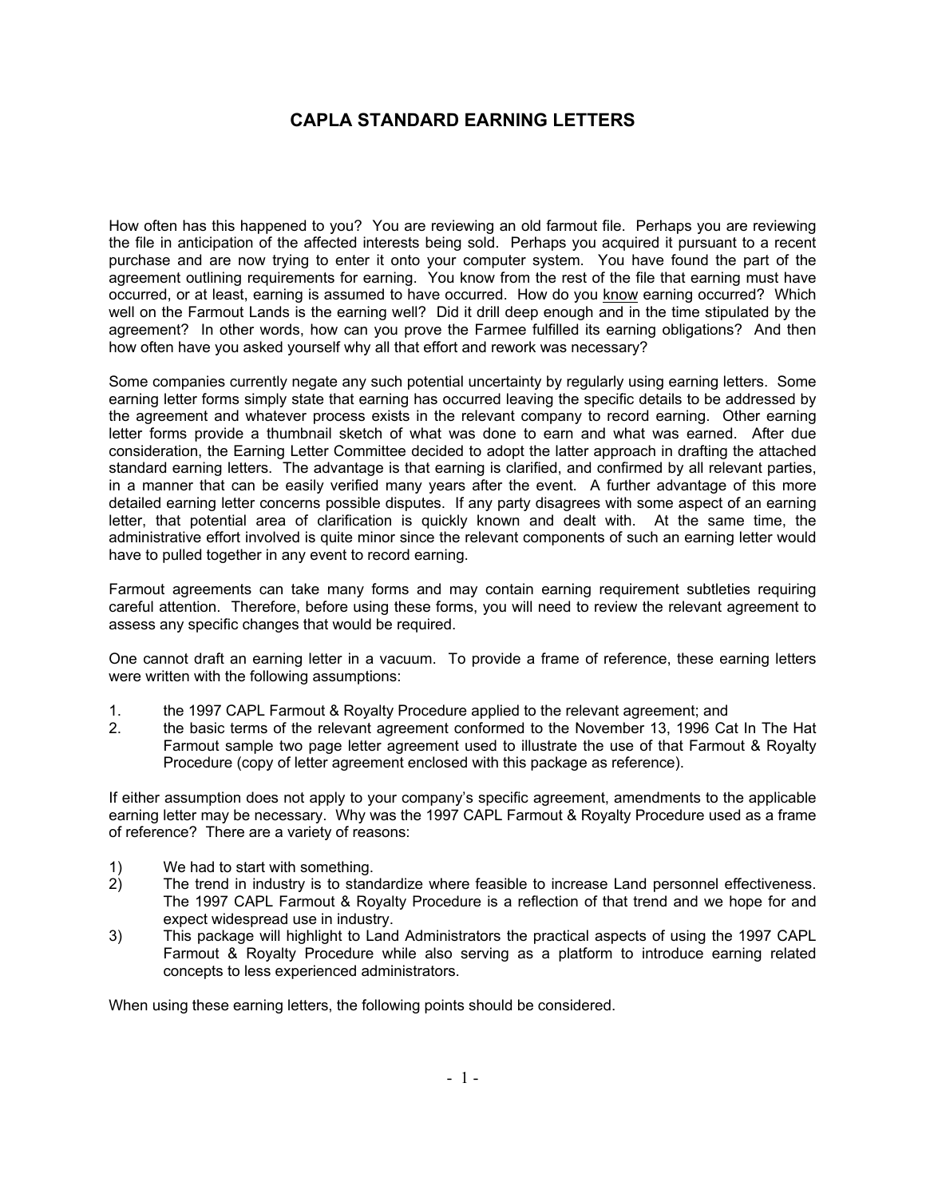# CAPLA STANDARD EARNING LETTERS

How often has this happened to you? You are reviewing an old farmout file. Perhaps you are reviewing the file in anticipation of the affected interests being sold. Perhaps you acquired it pursuant to a recent purchase and are now trying to enter it onto your computer system. You have found the part of the agreement outlining requirements for earning. You know from the rest of the file that earning must have occurred, or at least, earning is assumed to have occurred. How do you <u>know</u> earning occurred? Which well on the Farmout Lands is the earning well? Did it drill deep enough and in the time stipulated by the agreement? In other words, how can you prove the Farmee fulfilled its earning obligations? And then how often have you asked yourself why all that effort and rework was necessary?

Some companies currently negate any such potential uncertainty by regularly using earning letters. Some earning letter forms simply state that earning has occurred leaving the specific details to be addressed by the agreement and whatever process exists in the relevant company to record earning. Other earning letter forms provide a thumbnail sketch of what was done to earn and what was earned. After due consideration, the Earning Letter Committee decided to adopt the latter approach in drafting the attached standard earning letters. The advantage is that earning is clarified, and confirmed by all relevant parties, in a manner that can be easily verified many years after the event. A further advantage of this more detailed earning letter concerns possible disputes. If any party disagrees with some aspect of an earning letter, that potential area of clarification is quickly known and dealt with. At the same time, the administrative effort involved is quite minor since the relevant components of such an earning letter would have to pulled together in any event to record earning.

Farmout agreements can take many forms and may contain earning requirement subtleties requiring careful attention. Therefore, before using these forms, you will need to review the relevant agreement to assess any specific changes that would be required.

One cannot draft an earning letter in a vacuum. To provide a frame of reference, these earning letters were written with the following assumptions:

1. the 1997 CAPL Farmout & Royalty Procedure applied to the relevant agreement; and
2. the basic terms of the relevant agreement conformed to the November 13, 1996 Cat In The Hat Farmout sample two page letter agreement used to illustrate the use of that Farmout & Royalty Procedure (copy of letter agreement enclosed with this package as reference).

If either assumption does not apply to your company's specific agreement, amendments to the applicable earning letter may be necessary. Why was the 1997 CAPL Farmout & Royalty Procedure used as a frame of reference? There are a variety of reasons:

1) We had to start with something.
2) The trend in industry is to standardize where feasible to increase Land personnel effectiveness. The 1997 CAPL Farmout & Royalty Procedure is a reflection of that trend and we hope for and expect widespread use in industry.
3) This package will highlight to Land Administrators the practical aspects of using the 1997 CAPL Farmout & Royalty Procedure while also serving as a platform to introduce earning related concepts to less experienced administrators.

When using these earning letters, the following points should be considered.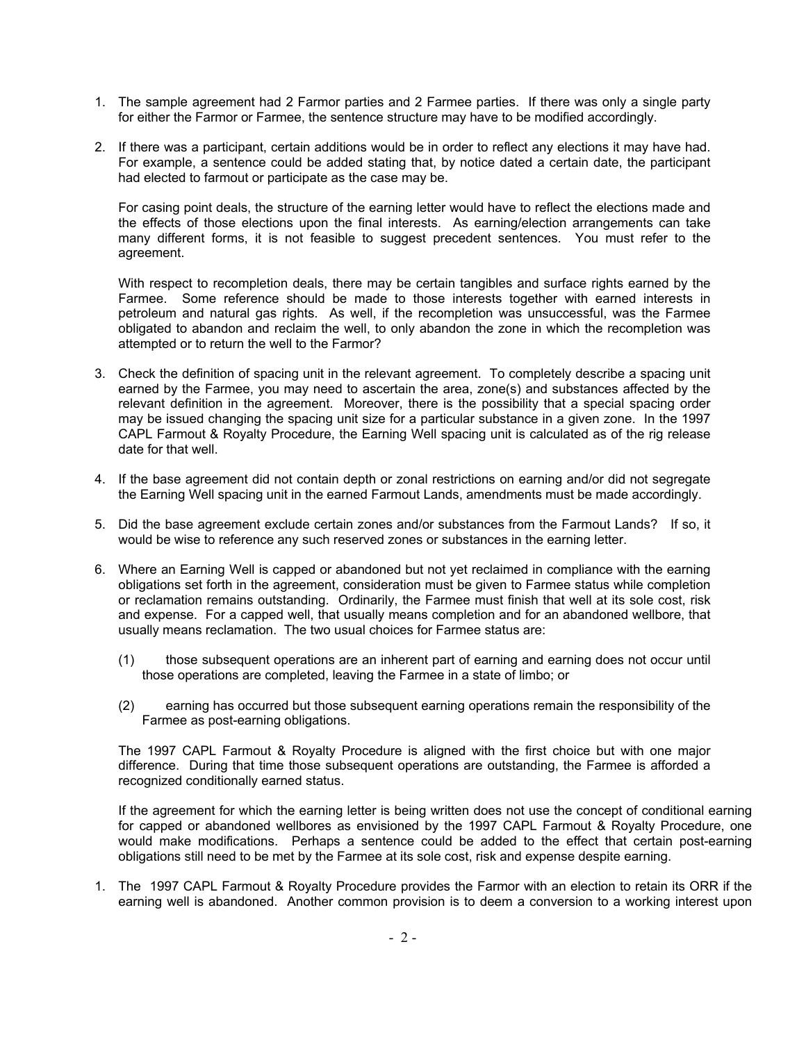1. The sample agreement had 2 Farmor parties and 2 Farmee parties. If there was only a single party for either the Farmor or Farmee, the sentence structure may have to be modified accordingly.

2. If there was a participant, certain additions would be in order to reflect any elections it may have had. For example, a sentence could be added stating that, by notice dated a certain date, the participant had elected to farmout or participate as the case may be.

   For casing point deals, the structure of the earning letter would have to reflect the elections made and the effects of those elections upon the final interests. As earning/election arrangements can take many different forms, it is not feasible to suggest precedent sentences. You must refer to the agreement.

   With respect to recompletion deals, there may be certain tangibles and surface rights earned by the Farmee. Some reference should be made to those interests together with earned interests in petroleum and natural gas rights. As well, if the recompletion was unsuccessful, was the Farmee obligated to abandon and reclaim the well, to only abandon the zone in which the recompletion was attempted or to return the well to the Farmor?

3. Check the definition of spacing unit in the relevant agreement. To completely describe a spacing unit earned by the Farmee, you may need to ascertain the area, zone(s) and substances affected by the relevant definition in the agreement. Moreover, there is the possibility that a special spacing order may be issued changing the spacing unit size for a particular substance in a given zone. In the 1997 CAPL Farmout & Royalty Procedure, the Earning Well spacing unit is calculated as of the rig release date for that well.

4. If the base agreement did not contain depth or zonal restrictions on earning and/or did not segregate the Earning Well spacing unit in the earned Farmout Lands, amendments must be made accordingly.

5. Did the base agreement exclude certain zones and/or substances from the Farmout Lands? If so, it would be wise to reference any such reserved zones or substances in the earning letter.

6. Where an Earning Well is capped or abandoned but not yet reclaimed in compliance with the earning obligations set forth in the agreement, consideration must be given to Farmee status while completion or reclamation remains outstanding. Ordinarily, the Farmee must finish that well at its sole cost, risk and expense. For a capped well, that usually means completion and for an abandoned wellbore, that usually means reclamation. The two usual choices for Farmee status are:

   (1) those subsequent operations are an inherent part of earning and earning does not occur until those operations are completed, leaving the Farmee in a state of limbo; or

   (2) earning has occurred but those subsequent earning operations remain the responsibility of the Farmee as post-earning obligations.

   The 1997 CAPL Farmout & Royalty Procedure is aligned with the first choice but with one major difference. During that time those subsequent operations are outstanding, the Farmee is afforded a recognized conditionally earned status.

   If the agreement for which the earning letter is being written does not use the concept of conditional earning for capped or abandoned wellbores as envisioned by the 1997 CAPL Farmout & Royalty Procedure, one would make modifications. Perhaps a sentence could be added to the effect that certain post-earning obligations still need to be met by the Farmee at its sole cost, risk and expense despite earning.

1. The 1997 CAPL Farmout & Royalty Procedure provides the Farmor with an election to retain its ORR if the earning well is abandoned. Another common provision is to deem a conversion to a working interest upon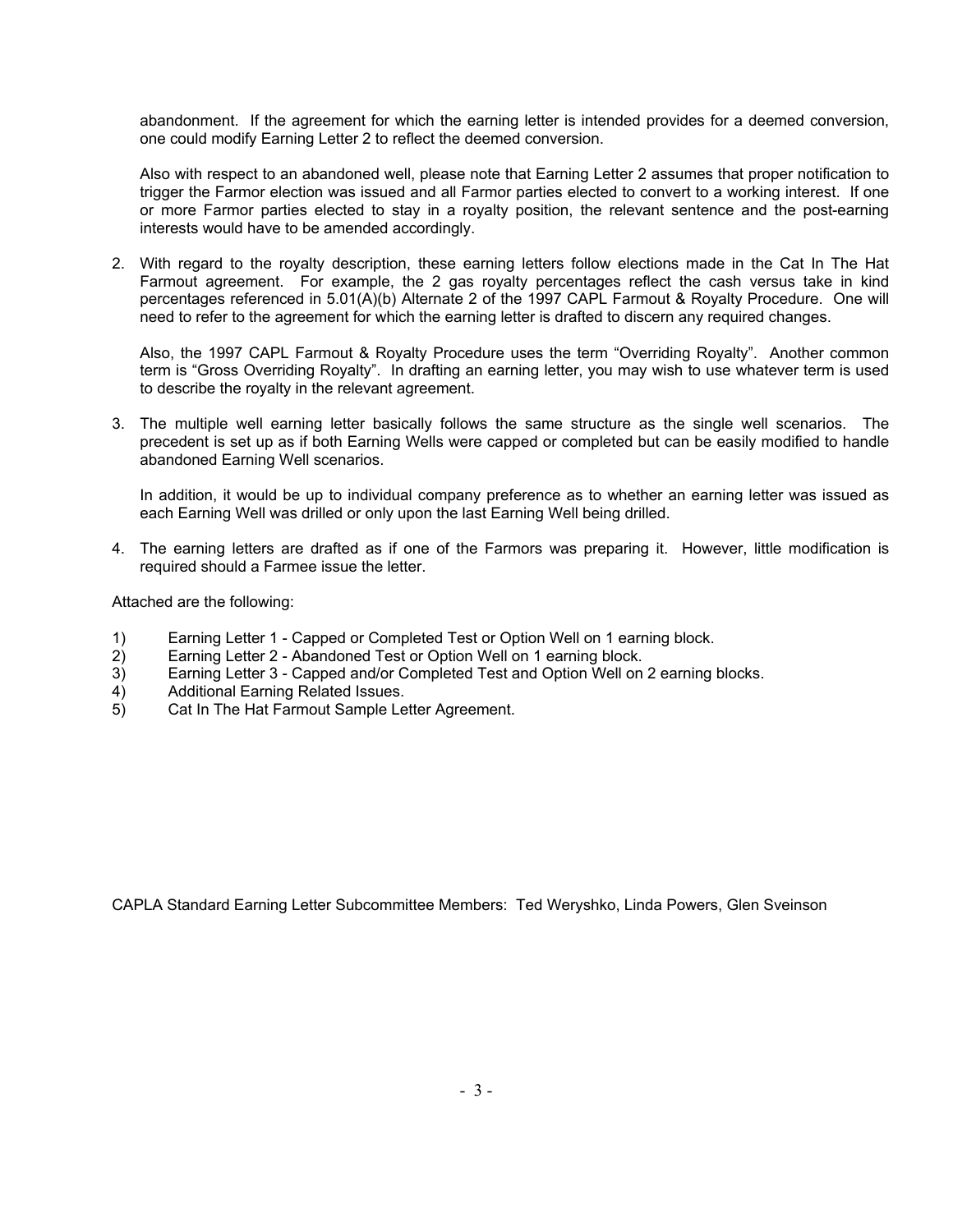abandonment. If the agreement for which the earning letter is intended provides for a deemed conversion, one could modify Earning Letter 2 to reflect the deemed conversion.

Also with respect to an abandoned well, please note that Earning Letter 2 assumes that proper notification to trigger the Farmor election was issued and all Farmor parties elected to convert to a working interest. If one or more Farmor parties elected to stay in a royalty position, the relevant sentence and the post-earning interests would have to be amended accordingly.

2. With regard to the royalty description, these earning letters follow elections made in the Cat In The Hat Farmout agreement. For example, the 2 gas royalty percentages reflect the cash versus take in kind percentages referenced in 5.01(A)(b) Alternate 2 of the 1997 CAPL Farmout & Royalty Procedure. One will need to refer to the agreement for which the earning letter is drafted to discern any required changes.

   Also, the 1997 CAPL Farmout & Royalty Procedure uses the term "Overriding Royalty". Another common term is "Gross Overriding Royalty". In drafting an earning letter, you may wish to use whatever term is used to describe the royalty in the relevant agreement.

3. The multiple well earning letter basically follows the same structure as the single well scenarios. The precedent is set up as if both Earning Wells were capped or completed but can be easily modified to handle abandoned Earning Well scenarios.

   In addition, it would be up to individual company preference as to whether an earning letter was issued as each Earning Well was drilled or only upon the last Earning Well being drilled.

4. The earning letters are drafted as if one of the Farmors was preparing it. However, little modification is required should a Farmee issue the letter.

Attached are the following:

1) Earning Letter 1 - Capped or Completed Test or Option Well on 1 earning block.
2) Earning Letter 2 - Abandoned Test or Option Well on 1 earning block.
3) Earning Letter 3 - Capped and/or Completed Test and Option Well on 2 earning blocks.
4) Additional Earning Related Issues.
5) Cat In The Hat Farmout Sample Letter Agreement.

CAPLA Standard Earning Letter Subcommittee Members: Ted Weryshko, Linda Powers, Glen Sveinson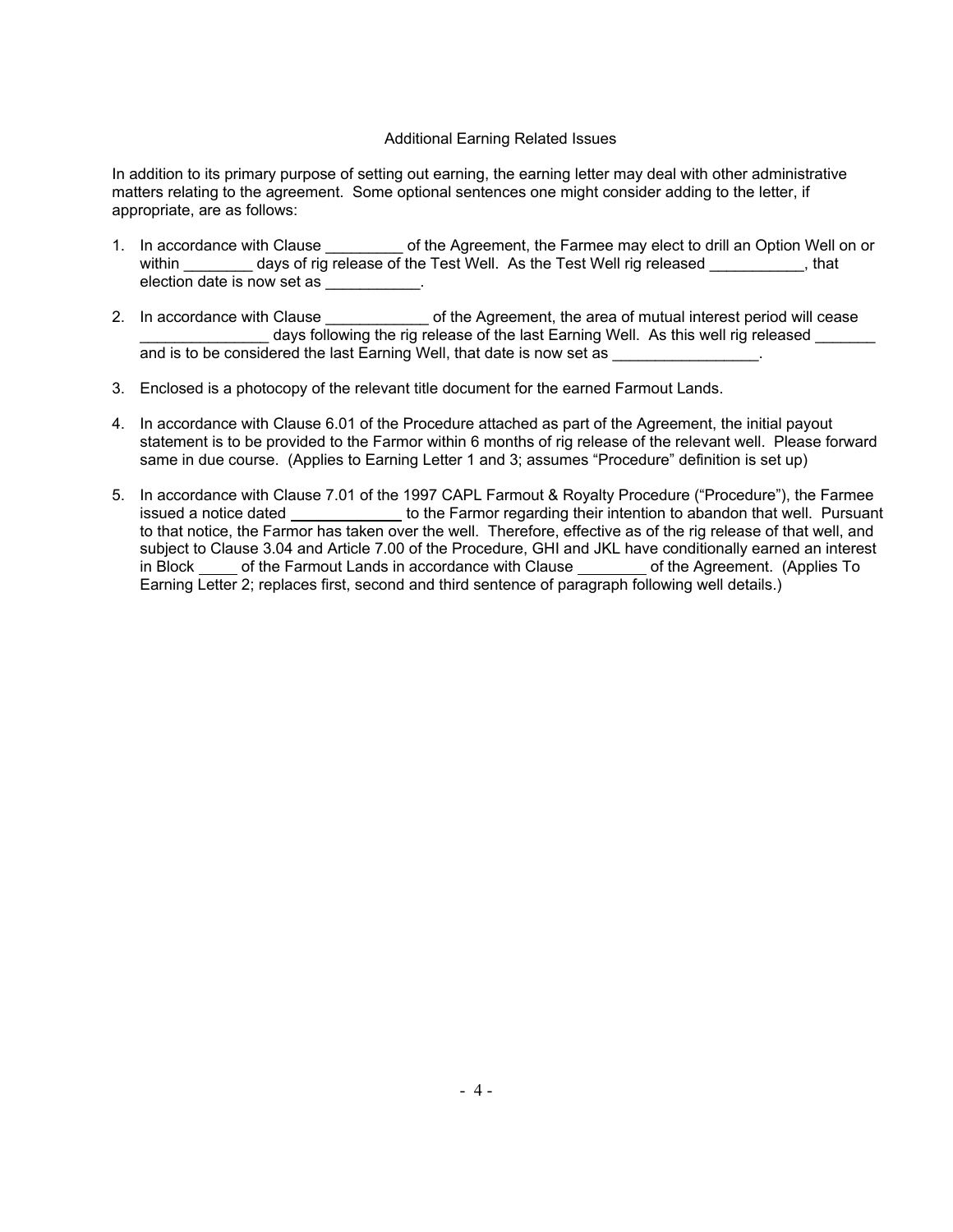## Additional Earning Related Issues

In addition to its primary purpose of setting out earning, the earning letter may deal with other administrative matters relating to the agreement. Some optional sentences one might consider adding to the letter, if appropriate, are as follows:

1. In accordance with Clause _________ of the Agreement, the Farmee may elect to drill an Option Well on or within ________ days of rig release of the Test Well. As the Test Well rig released ___________, that election date is now set as ___________.

2. In accordance with Clause ____________ of the Agreement, the area of mutual interest period will cease _______________ days following the rig release of the last Earning Well. As this well rig released _______ and is to be considered the last Earning Well, that date is now set as _________________.

3. Enclosed is a photocopy of the relevant title document for the earned Farmout Lands.

4. In accordance with Clause 6.01 of the Procedure attached as part of the Agreement, the initial payout statement is to be provided to the Farmor within 6 months of rig release of the relevant well. Please forward same in due course. (Applies to Earning Letter 1 and 3; assumes "Procedure" definition is set up)

5. In accordance with Clause 7.01 of the 1997 CAPL Farmout & Royalty Procedure ("Procedure"), the Farmee issued a notice dated _____________ to the Farmor regarding their intention to abandon that well. Pursuant to that notice, the Farmor has taken over the well. Therefore, effective as of the rig release of that well, and subject to Clause 3.04 and Article 7.00 of the Procedure, GHI and JKL have conditionally earned an interest in Block _____ of the Farmout Lands in accordance with Clause ________ of the Agreement. (Applies To Earning Letter 2; replaces first, second and third sentence of paragraph following well details.)